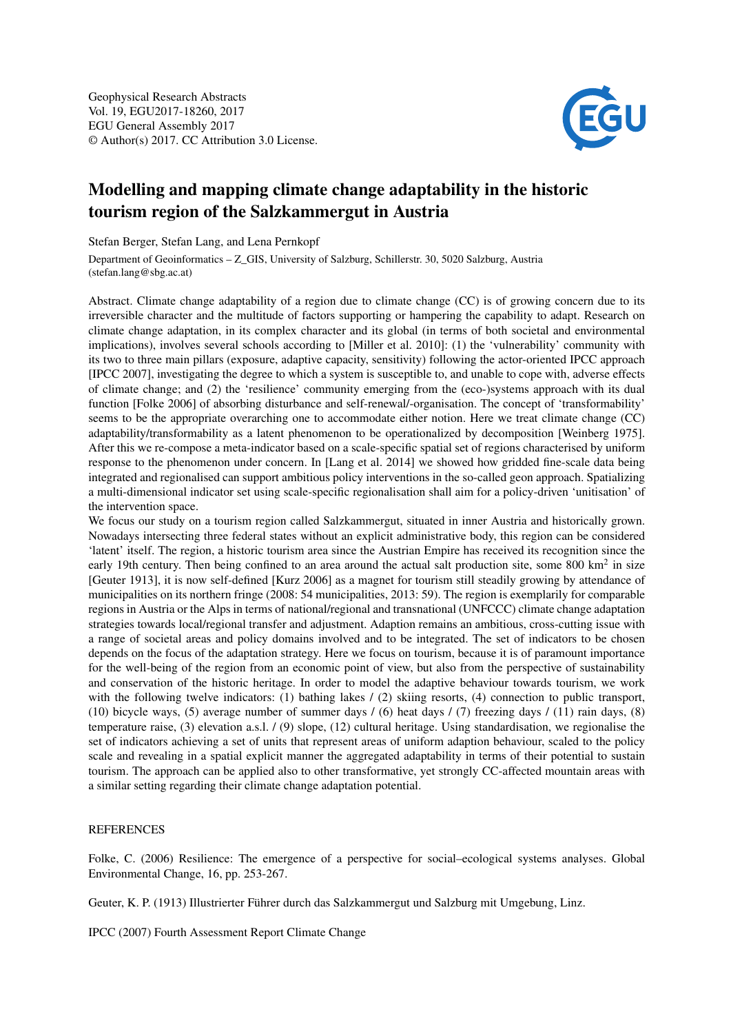Geophysical Research Abstracts
Vol. 19, EGU2017-18260, 2017
EGU General Assembly 2017
© Author(s) 2017. CC Attribution 3.0 License.

# Modelling and mapping climate change adaptability in the historic tourism region of the Salzkammergut in Austria

Stefan Berger, Stefan Lang, and Lena Pernkopf

Department of Geoinformatics – Z_GIS, University of Salzburg, Schillerstr. 30, 5020 Salzburg, Austria (stefan.lang@sbg.ac.at)

Abstract. Climate change adaptability of a region due to climate change (CC) is of growing concern due to its irreversible character and the multitude of factors supporting or hampering the capability to adapt. Research on climate change adaptation, in its complex character and its global (in terms of both societal and environmental implications), involves several schools according to [Miller et al. 2010]: (1) the 'vulnerability' community with its two to three main pillars (exposure, adaptive capacity, sensitivity) following the actor-oriented IPCC approach [IPCC 2007], investigating the degree to which a system is susceptible to, and unable to cope with, adverse effects of climate change; and (2) the 'resilience' community emerging from the (eco-)systems approach with its dual function [Folke 2006] of absorbing disturbance and self-renewal/-organisation. The concept of 'transformability' seems to be the appropriate overarching one to accommodate either notion. Here we treat climate change (CC) adaptability/transformability as a latent phenomenon to be operationalized by decomposition [Weinberg 1975]. After this we re-compose a meta-indicator based on a scale-specific spatial set of regions characterised by uniform response to the phenomenon under concern. In [Lang et al. 2014] we showed how gridded fine-scale data being integrated and regionalised can support ambitious policy interventions in the so-called geon approach. Spatializing a multi-dimensional indicator set using scale-specific regionalisation shall aim for a policy-driven 'unitisation' of the intervention space.

We focus our study on a tourism region called Salzkammergut, situated in inner Austria and historically grown. Nowadays intersecting three federal states without an explicit administrative body, this region can be considered 'latent' itself. The region, a historic tourism area since the Austrian Empire has received its recognition since the early 19th century. Then being confined to an area around the actual salt production site, some 800 km$^2$ in size [Geuter 1913], it is now self-defined [Kurz 2006] as a magnet for tourism still steadily growing by attendance of municipalities on its northern fringe (2008: 54 municipalities, 2013: 59). The region is exemplarily for comparable regions in Austria or the Alps in terms of national/regional and transnational (UNFCCC) climate change adaptation strategies towards local/regional transfer and adjustment. Adaption remains an ambitious, cross-cutting issue with a range of societal areas and policy domains involved and to be integrated. The set of indicators to be chosen depends on the focus of the adaptation strategy. Here we focus on tourism, because it is of paramount importance for the well-being of the region from an economic point of view, but also from the perspective of sustainability and conservation of the historic heritage. In order to model the adaptive behaviour towards tourism, we work with the following twelve indicators: (1) bathing lakes / (2) skiing resorts, (4) connection to public transport, (10) bicycle ways, (5) average number of summer days / (6) heat days / (7) freezing days / (11) rain days, (8) temperature raise, (3) elevation a.s.l. / (9) slope, (12) cultural heritage. Using standardisation, we regionalise the set of indicators achieving a set of units that represent areas of uniform adaption behaviour, scaled to the policy scale and revealing in a spatial explicit manner the aggregated adaptability in terms of their potential to sustain tourism. The approach can be applied also to other transformative, yet strongly CC-affected mountain areas with a similar setting regarding their climate change adaptation potential.

REFERENCES

Folke, C. (2006) Resilience: The emergence of a perspective for social–ecological systems analyses. Global Environmental Change, 16, pp. 253-267.

Geuter, K. P. (1913) Illustrierter Führer durch das Salzkammergut und Salzburg mit Umgebung, Linz.

IPCC (2007) Fourth Assessment Report Climate Change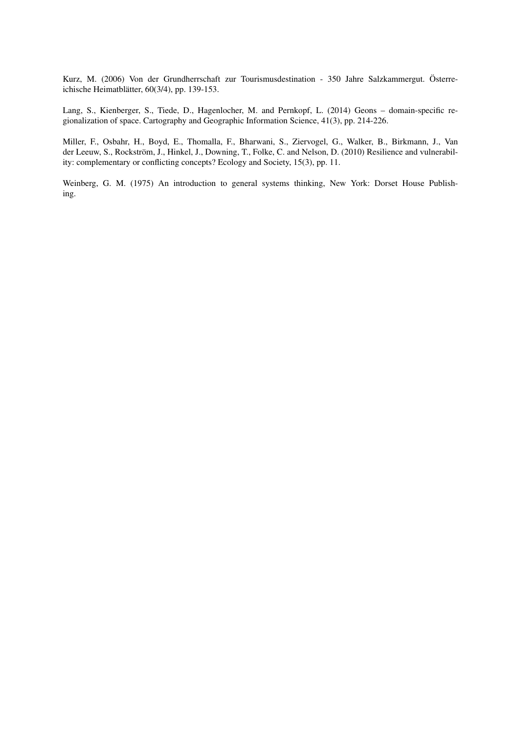Kurz, M. (2006) Von der Grundherrschaft zur Tourismusdestination - 350 Jahre Salzkammergut. Österreichische Heimatblätter, 60(3/4), pp. 139-153.

Lang, S., Kienberger, S., Tiede, D., Hagenlocher, M. and Pernkopf, L. (2014) Geons – domain-specific regionalization of space. Cartography and Geographic Information Science, 41(3), pp. 214-226.

Miller, F., Osbahr, H., Boyd, E., Thomalla, F., Bharwani, S., Ziervogel, G., Walker, B., Birkmann, J., Van der Leeuw, S., Rockström, J., Hinkel, J., Downing, T., Folke, C. and Nelson, D. (2010) Resilience and vulnerability: complementary or conflicting concepts? Ecology and Society, 15(3), pp. 11.

Weinberg, G. M. (1975) An introduction to general systems thinking, New York: Dorset House Publishing.